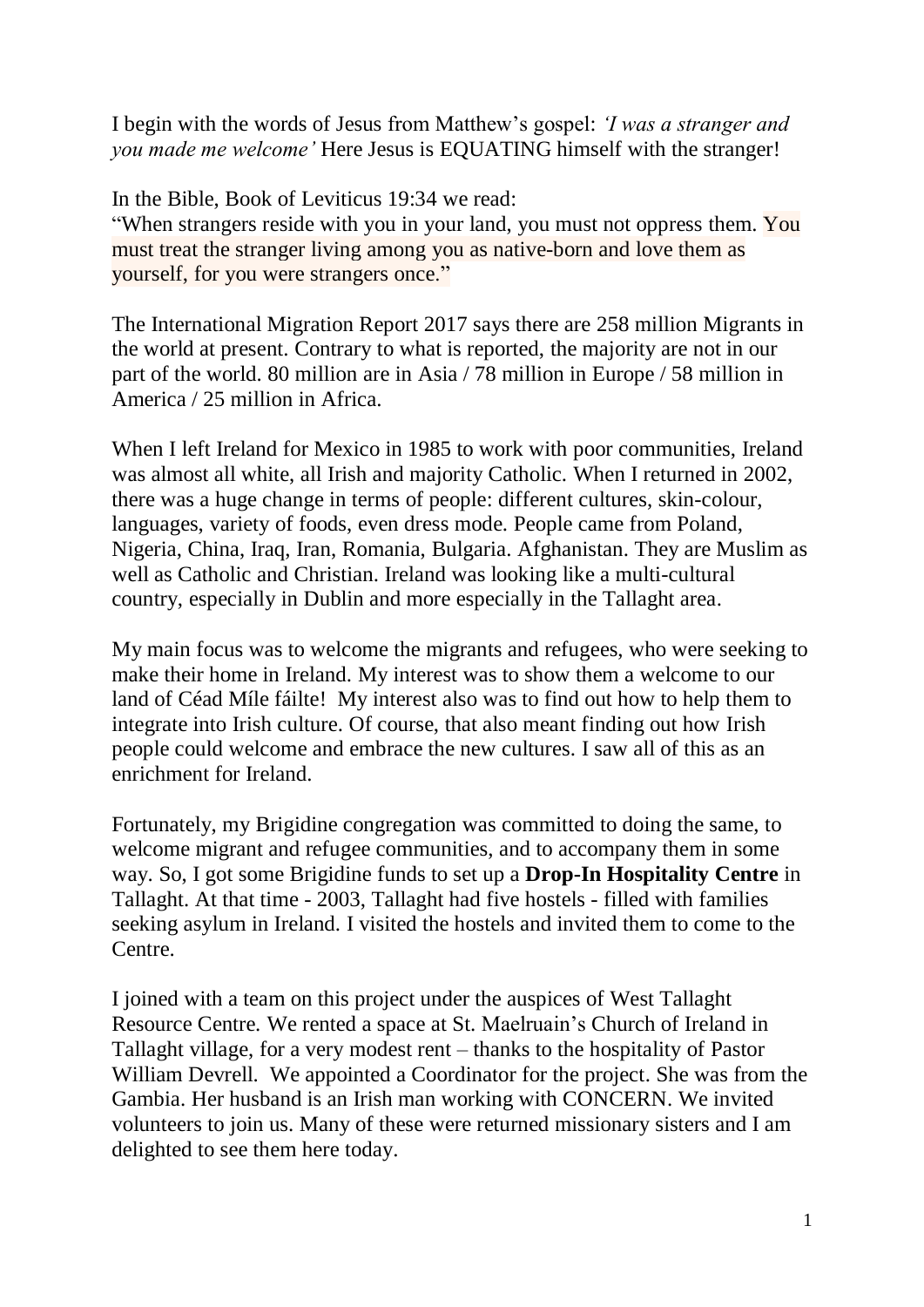I begin with the words of Jesus from Matthew's gospel: *'I was a stranger and you made me welcome'* Here Jesus is EQUATING himself with the stranger!

In the Bible, Book of Leviticus 19:34 we read:
"When strangers reside with you in your land, you must not oppress them. You must treat the stranger living among you as native-born and love them as yourself, for you were strangers once."

The International Migration Report 2017 says there are 258 million Migrants in the world at present. Contrary to what is reported, the majority are not in our part of the world. 80 million are in Asia / 78 million in Europe / 58 million in America / 25 million in Africa.

When I left Ireland for Mexico in 1985 to work with poor communities, Ireland was almost all white, all Irish and majority Catholic. When I returned in 2002, there was a huge change in terms of people: different cultures, skin-colour, languages, variety of foods, even dress mode. People came from Poland, Nigeria, China, Iraq, Iran, Romania, Bulgaria. Afghanistan. They are Muslim as well as Catholic and Christian. Ireland was looking like a multi-cultural country, especially in Dublin and more especially in the Tallaght area.

My main focus was to welcome the migrants and refugees, who were seeking to make their home in Ireland. My interest was to show them a welcome to our land of Céad Míle fáilte! My interest also was to find out how to help them to integrate into Irish culture. Of course, that also meant finding out how Irish people could welcome and embrace the new cultures. I saw all of this as an enrichment for Ireland.

Fortunately, my Brigidine congregation was committed to doing the same, to welcome migrant and refugee communities, and to accompany them in some way. So, I got some Brigidine funds to set up a **Drop-In Hospitality Centre** in Tallaght. At that time - 2003, Tallaght had five hostels - filled with families seeking asylum in Ireland. I visited the hostels and invited them to come to the Centre.

I joined with a team on this project under the auspices of West Tallaght Resource Centre. We rented a space at St. Maelruain's Church of Ireland in Tallaght village, for a very modest rent – thanks to the hospitality of Pastor William Devrell. We appointed a Coordinator for the project. She was from the Gambia. Her husband is an Irish man working with CONCERN. We invited volunteers to join us. Many of these were returned missionary sisters and I am delighted to see them here today.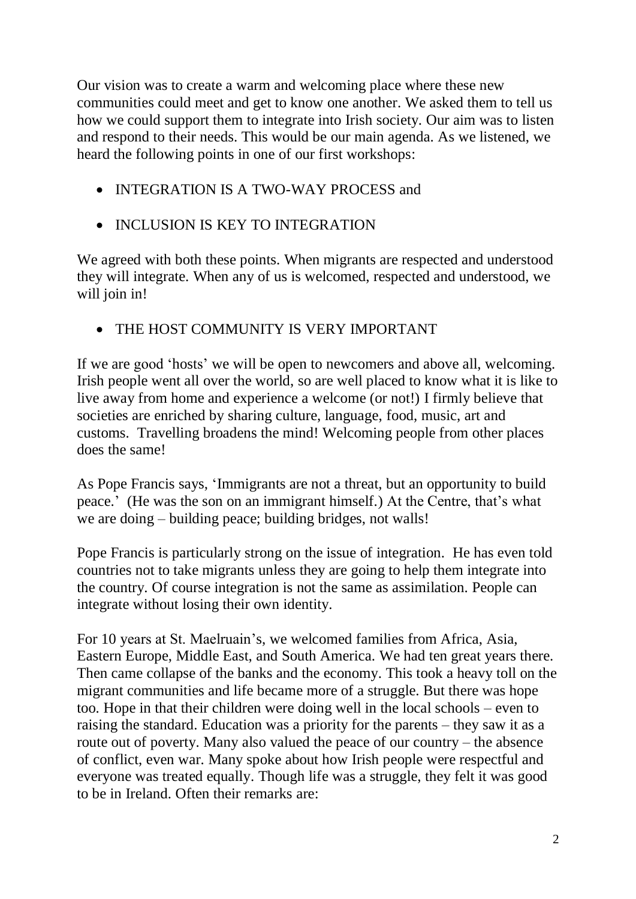Our vision was to create a warm and welcoming place where these new communities could meet and get to know one another. We asked them to tell us how we could support them to integrate into Irish society. Our aim was to listen and respond to their needs. This would be our main agenda. As we listened, we heard the following points in one of our first workshops:

- INTEGRATION IS A TWO-WAY PROCESS and
- INCLUSION IS KEY TO INTEGRATION

We agreed with both these points. When migrants are respected and understood they will integrate. When any of us is welcomed, respected and understood, we will join in!

- THE HOST COMMUNITY IS VERY IMPORTANT

If we are good 'hosts' we will be open to newcomers and above all, welcoming. Irish people went all over the world, so are well placed to know what it is like to live away from home and experience a welcome (or not!) I firmly believe that societies are enriched by sharing culture, language, food, music, art and customs. Travelling broadens the mind! Welcoming people from other places does the same!

As Pope Francis says, 'Immigrants are not a threat, but an opportunity to build peace.' (He was the son on an immigrant himself.) At the Centre, that's what we are doing – building peace; building bridges, not walls!

Pope Francis is particularly strong on the issue of integration. He has even told countries not to take migrants unless they are going to help them integrate into the country. Of course integration is not the same as assimilation. People can integrate without losing their own identity.

For 10 years at St. Maelruain's, we welcomed families from Africa, Asia, Eastern Europe, Middle East, and South America. We had ten great years there. Then came collapse of the banks and the economy. This took a heavy toll on the migrant communities and life became more of a struggle. But there was hope too. Hope in that their children were doing well in the local schools – even to raising the standard. Education was a priority for the parents – they saw it as a route out of poverty. Many also valued the peace of our country – the absence of conflict, even war. Many spoke about how Irish people were respectful and everyone was treated equally. Though life was a struggle, they felt it was good to be in Ireland. Often their remarks are: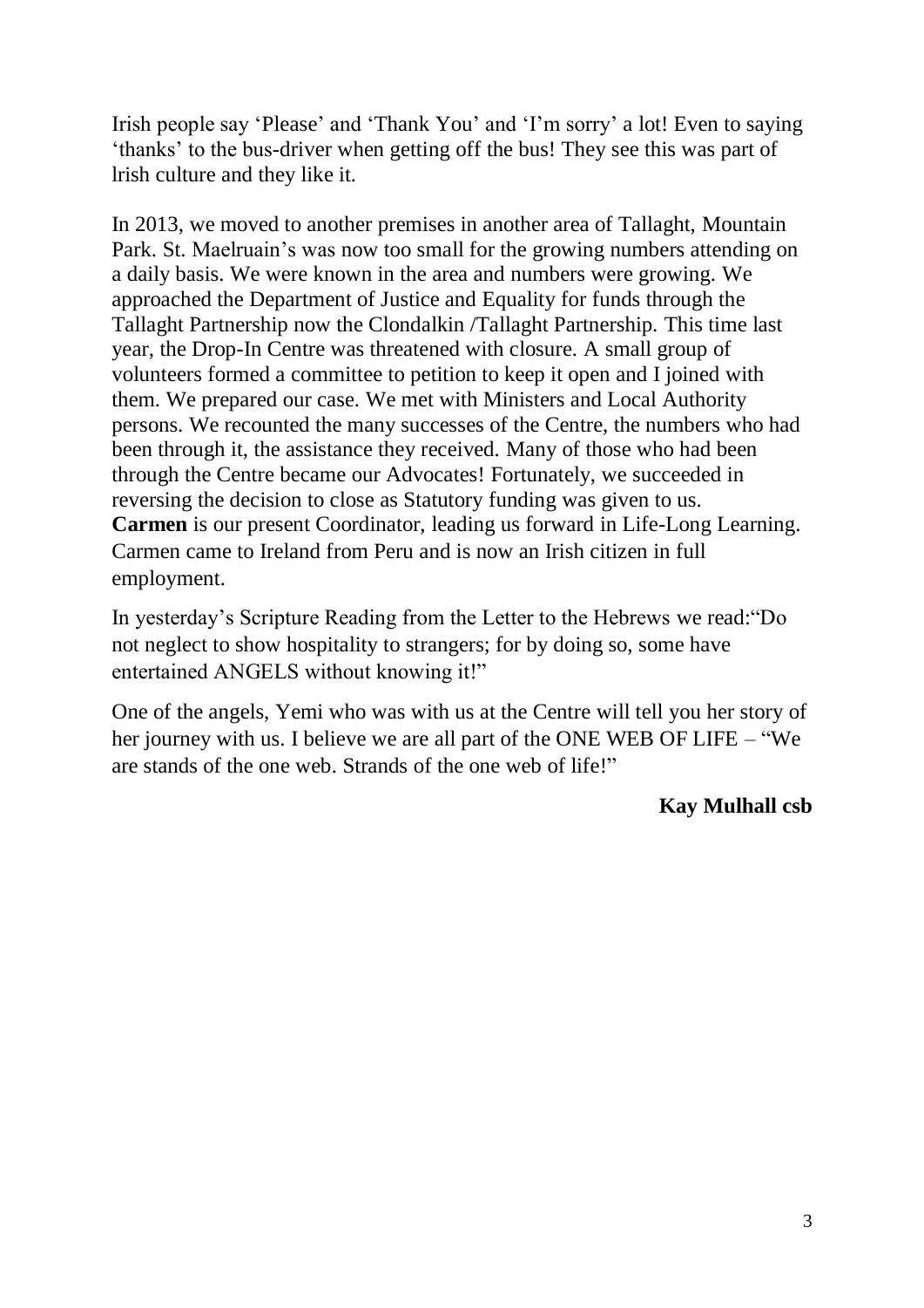Irish people say 'Please' and 'Thank You' and 'I'm sorry' a lot! Even to saying 'thanks' to the bus-driver when getting off the bus! They see this was part of lrish culture and they like it.

In 2013, we moved to another premises in another area of Tallaght, Mountain Park. St. Maelruain's was now too small for the growing numbers attending on a daily basis. We were known in the area and numbers were growing. We approached the Department of Justice and Equality for funds through the Tallaght Partnership now the Clondalkin /Tallaght Partnership. This time last year, the Drop-In Centre was threatened with closure. A small group of volunteers formed a committee to petition to keep it open and I joined with them. We prepared our case. We met with Ministers and Local Authority persons. We recounted the many successes of the Centre, the numbers who had been through it, the assistance they received. Many of those who had been through the Centre became our Advocates! Fortunately, we succeeded in reversing the decision to close as Statutory funding was given to us. **Carmen** is our present Coordinator, leading us forward in Life-Long Learning. Carmen came to Ireland from Peru and is now an Irish citizen in full employment.

In yesterday's Scripture Reading from the Letter to the Hebrews we read:"Do not neglect to show hospitality to strangers; for by doing so, some have entertained ANGELS without knowing it!"

One of the angels, Yemi who was with us at the Centre will tell you her story of her journey with us. I believe we are all part of the ONE WEB OF LIFE – "We are stands of the one web. Strands of the one web of life!"

**Kay Mulhall csb**